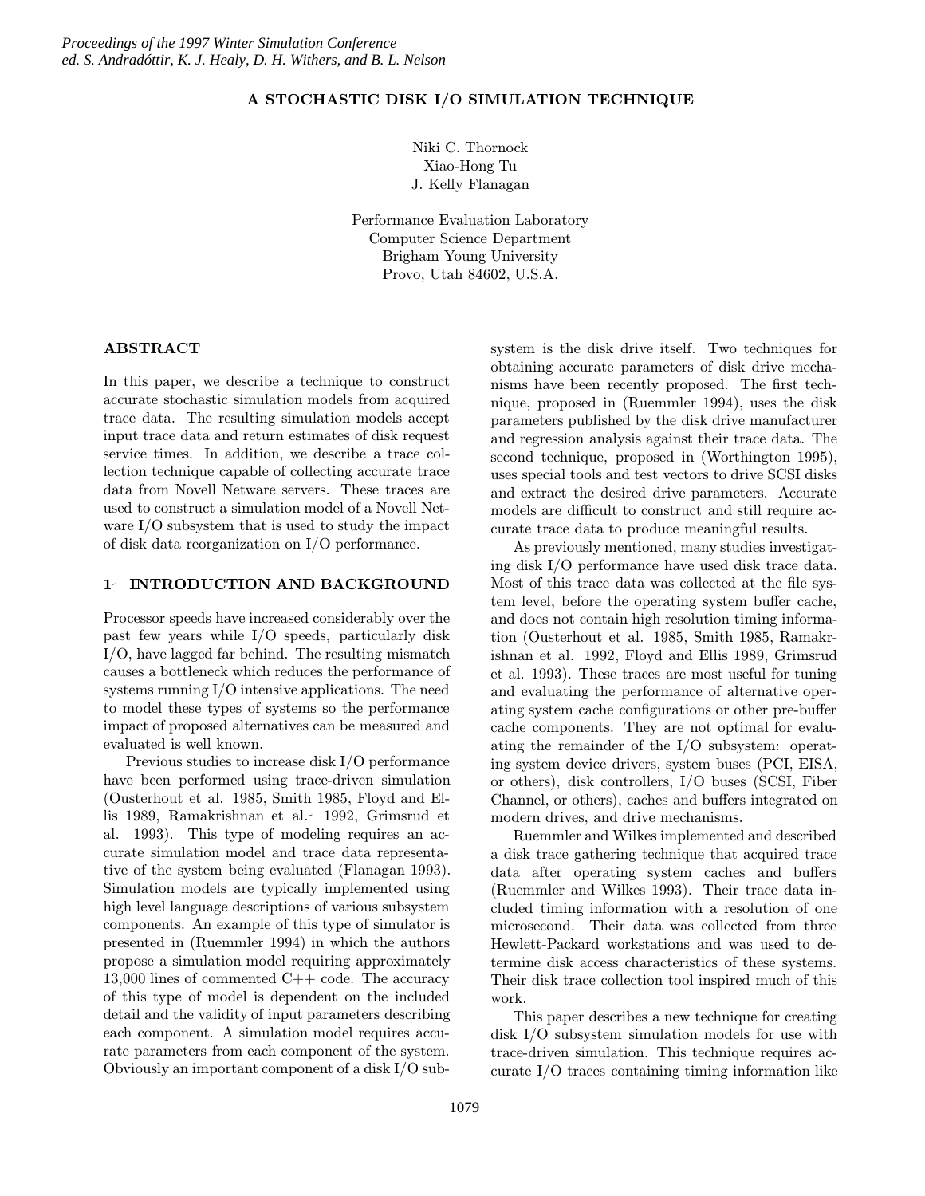# A STOCHASTIC DISK I/O SIMULATION TECHNIQUE

Niki C. Thornock
Xiao-Hong Tu
J. Kelly Flanagan

Performance Evaluation Laboratory
Computer Science Department
Brigham Young University
Provo, Utah 84602, U.S.A.

## ABSTRACT

In this paper, we describe a technique to construct accurate stochastic simulation models from acquired trace data. The resulting simulation models accept input trace data and return estimates of disk request service times. In addition, we describe a trace collection technique capable of collecting accurate trace data from Novell Netware servers. These traces are used to construct a simulation model of a Novell Netware I/O subsystem that is used to study the impact of disk data reorganization on I/O performance.

## 1 INTRODUCTION AND BACKGROUND

Processor speeds have increased considerably over the past few years while I/O speeds, particularly disk I/O, have lagged far behind. The resulting mismatch causes a bottleneck which reduces the performance of systems running I/O intensive applications. The need to model these types of systems so the performance impact of proposed alternatives can be measured and evaluated is well known.

Previous studies to increase disk I/O performance have been performed using trace-driven simulation (Ousterhout et al. 1985, Smith 1985, Floyd and Ellis 1989, Ramakrishnan et al. 1992, Grimsrud et al. 1993). This type of modeling requires an accurate simulation model and trace data representative of the system being evaluated (Flanagan 1993). Simulation models are typically implemented using high level language descriptions of various subsystem components. An example of this type of simulator is presented in (Ruemmler 1994) in which the authors propose a simulation model requiring approximately 13,000 lines of commented C++ code. The accuracy of this type of model is dependent on the included detail and the validity of input parameters describing each component. A simulation model requires accurate parameters from each component of the system. Obviously an important component of a disk I/O subsystem is the disk drive itself. Two techniques for obtaining accurate parameters of disk drive mechanisms have been recently proposed. The first technique, proposed in (Ruemmler 1994), uses the disk parameters published by the disk drive manufacturer and regression analysis against their trace data. The second technique, proposed in (Worthington 1995), uses special tools and test vectors to drive SCSI disks and extract the desired drive parameters. Accurate models are difficult to construct and still require accurate trace data to produce meaningful results.

As previously mentioned, many studies investigating disk I/O performance have used disk trace data. Most of this trace data was collected at the file system level, before the operating system buffer cache, and does not contain high resolution timing information (Ousterhout et al. 1985, Smith 1985, Ramakrishnan et al. 1992, Floyd and Ellis 1989, Grimsrud et al. 1993). These traces are most useful for tuning and evaluating the performance of alternative operating system cache configurations or other pre-buffer cache components. They are not optimal for evaluating the remainder of the I/O subsystem: operating system device drivers, system buses (PCI, EISA, or others), disk controllers, I/O buses (SCSI, Fiber Channel, or others), caches and buffers integrated on modern drives, and drive mechanisms.

Ruemmler and Wilkes implemented and described a disk trace gathering technique that acquired trace data after operating system caches and buffers (Ruemmler and Wilkes 1993). Their trace data included timing information with a resolution of one microsecond. Their data was collected from three Hewlett-Packard workstations and was used to determine disk access characteristics of these systems. Their disk trace collection tool inspired much of this work.

This paper describes a new technique for creating disk I/O subsystem simulation models for use with trace-driven simulation. This technique requires accurate I/O traces containing timing information like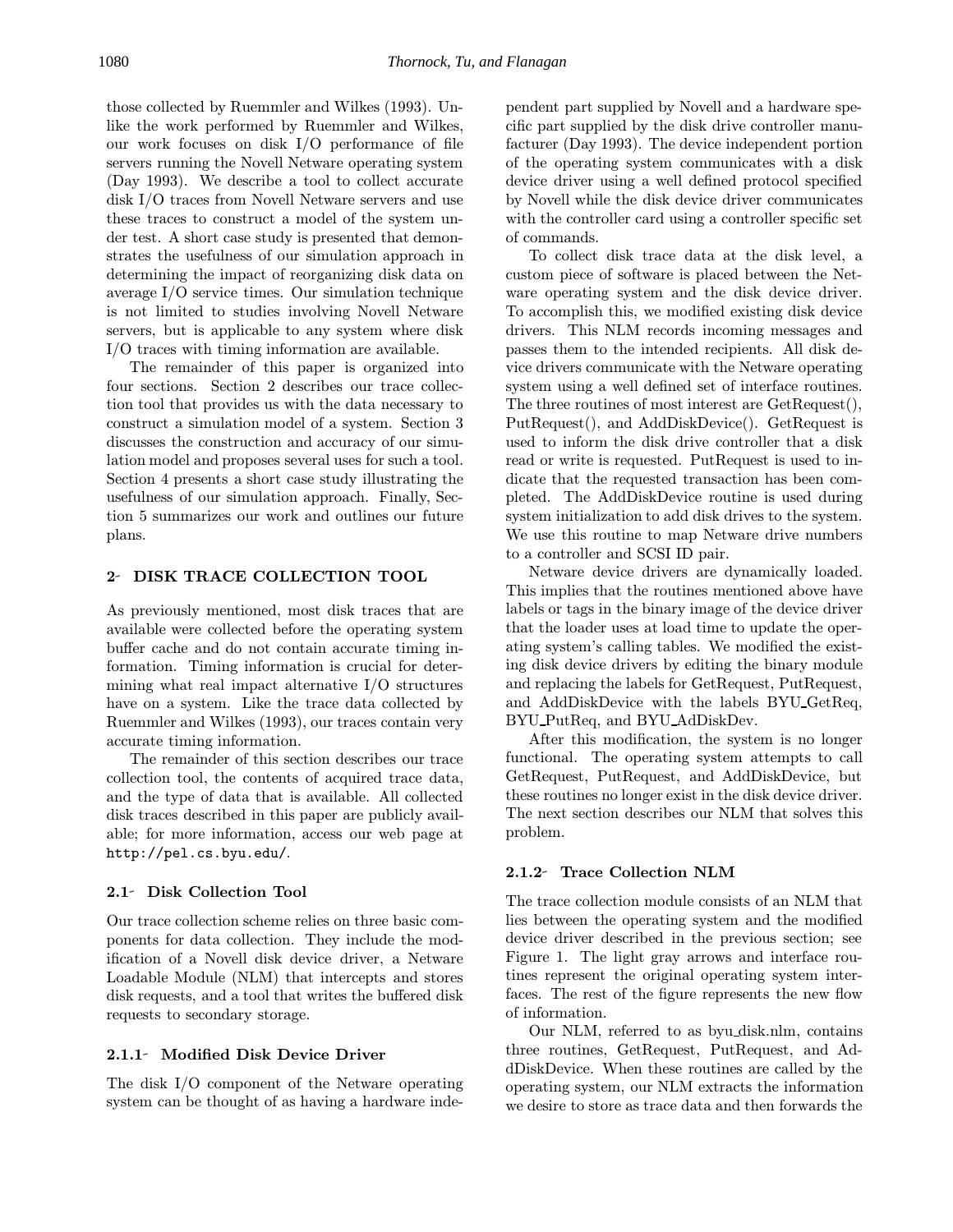those collected by Ruemmler and Wilkes (1993). Unlike the work performed by Ruemmler and Wilkes, our work focuses on disk I/O performance of file servers running the Novell Netware operating system (Day 1993). We describe a tool to collect accurate disk I/O traces from Novell Netware servers and use these traces to construct a model of the system under test. A short case study is presented that demonstrates the usefulness of our simulation approach in determining the impact of reorganizing disk data on average I/O service times. Our simulation technique is not limited to studies involving Novell Netware servers, but is applicable to any system where disk I/O traces with timing information are available.

The remainder of this paper is organized into four sections. Section 2 describes our trace collection tool that provides us with the data necessary to construct a simulation model of a system. Section 3 discusses the construction and accuracy of our simulation model and proposes several uses for such a tool. Section 4 presents a short case study illustrating the usefulness of our simulation approach. Finally, Section 5 summarizes our work and outlines our future plans.

## 2 DISK TRACE COLLECTION TOOL

As previously mentioned, most disk traces that are available were collected before the operating system buffer cache and do not contain accurate timing information. Timing information is crucial for determining what real impact alternative I/O structures have on a system. Like the trace data collected by Ruemmler and Wilkes (1993), our traces contain very accurate timing information.

The remainder of this section describes our trace collection tool, the contents of acquired trace data, and the type of data that is available. All collected disk traces described in this paper are publicly available; for more information, access our web page at `http://pel.cs.byu.edu/`.

### 2.1 Disk Collection Tool

Our trace collection scheme relies on three basic components for data collection. They include the modification of a Novell disk device driver, a Netware Loadable Module (NLM) that intercepts and stores disk requests, and a tool that writes the buffered disk requests to secondary storage.

#### 2.1.1 Modified Disk Device Driver

The disk I/O component of the Netware operating system can be thought of as having a hardware independent part supplied by Novell and a hardware specific part supplied by the disk drive controller manufacturer (Day 1993). The device independent portion of the operating system communicates with a disk device driver using a well defined protocol specified by Novell while the disk device driver communicates with the controller card using a controller specific set of commands.

To collect disk trace data at the disk level, a custom piece of software is placed between the Netware operating system and the disk device driver. To accomplish this, we modified existing disk device drivers. This NLM records incoming messages and passes them to the intended recipients. All disk device drivers communicate with the Netware operating system using a well defined set of interface routines. The three routines of most interest are GetRequest(), PutRequest(), and AddDiskDevice(). GetRequest is used to inform the disk drive controller that a disk read or write is requested. PutRequest is used to indicate that the requested transaction has been completed. The AddDiskDevice routine is used during system initialization to add disk drives to the system. We use this routine to map Netware drive numbers to a controller and SCSI ID pair.

Netware device drivers are dynamically loaded. This implies that the routines mentioned above have labels or tags in the binary image of the device driver that the loader uses at load time to update the operating system's calling tables. We modified the existing disk device drivers by editing the binary module and replacing the labels for GetRequest, PutRequest, and AddDiskDevice with the labels BYU_GetReq, BYU_PutReq, and BYU_AdDiskDev.

After this modification, the system is no longer functional. The operating system attempts to call GetRequest, PutRequest, and AddDiskDevice, but these routines no longer exist in the disk device driver. The next section describes our NLM that solves this problem.

#### 2.1.2 Trace Collection NLM

The trace collection module consists of an NLM that lies between the operating system and the modified device driver described in the previous section; see Figure 1. The light gray arrows and interface routines represent the original operating system interfaces. The rest of the figure represents the new flow of information.

Our NLM, referred to as byu_disk.nlm, contains three routines, GetRequest, PutRequest, and AddDiskDevice. When these routines are called by the operating system, our NLM extracts the information we desire to store as trace data and then forwards the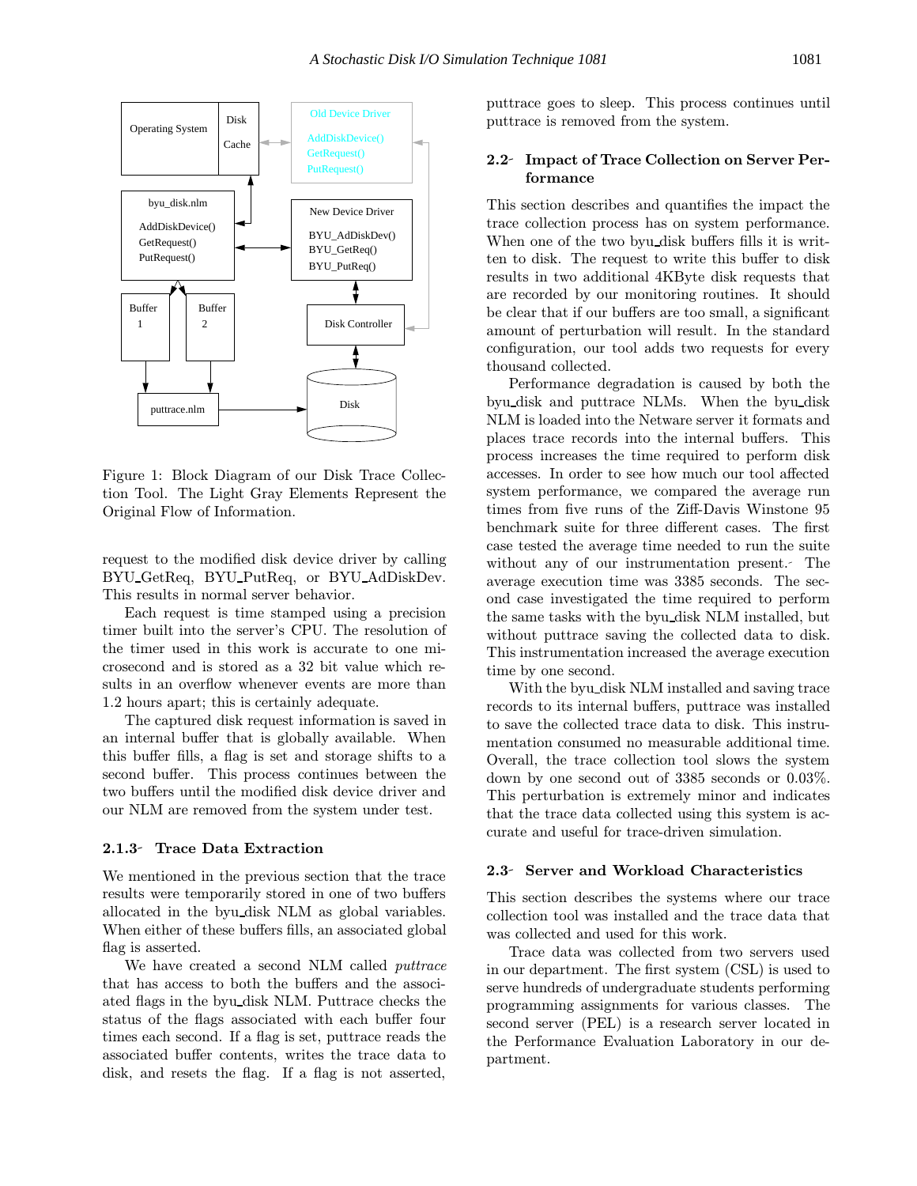Figure 1: Block Diagram of our Disk Trace Collection Tool. The Light Gray Elements Represent the Original Flow of Information.

request to the modified disk device driver by calling BYU_GetReq, BYU_PutReq, or BYU_AddDiskDev. This results in normal server behavior.

Each request is time stamped using a precision timer built into the server's CPU. The resolution of the timer used in this work is accurate to one microsecond and is stored as a 32 bit value which results in an overflow whenever events are more than 1.2 hours apart; this is certainly adequate.

The captured disk request information is saved in an internal buffer that is globally available. When this buffer fills, a flag is set and storage shifts to a second buffer. This process continues between the two buffers until the modified disk device driver and our NLM are removed from the system under test.

### 2.1.3 Trace Data Extraction

We mentioned in the previous section that the trace results were temporarily stored in one of two buffers allocated in the byu_disk NLM as global variables. When either of these buffers fills, an associated global flag is asserted.

We have created a second NLM called *puttrace* that has access to both the buffers and the associated flags in the byu_disk NLM. Puttrace checks the status of the flags associated with each buffer four times each second. If a flag is set, puttrace reads the associated buffer contents, writes the trace data to disk, and resets the flag. If a flag is not asserted, puttrace goes to sleep. This process continues until puttrace is removed from the system.

## 2.2 Impact of Trace Collection on Server Performance

This section describes and quantifies the impact the trace collection process has on system performance. When one of the two byu_disk buffers fills it is written to disk. The request to write this buffer to disk results in two additional 4KByte disk requests that are recorded by our monitoring routines. It should be clear that if our buffers are too small, a significant amount of perturbation will result. In the standard configuration, our tool adds two requests for every thousand collected.

Performance degradation is caused by both the byu_disk and puttrace NLMs. When the byu_disk NLM is loaded into the Netware server it formats and places trace records into the internal buffers. This process increases the time required to perform disk accesses. In order to see how much our tool affected system performance, we compared the average run times from five runs of the Ziff-Davis Winstone 95 benchmark suite for three different cases. The first case tested the average time needed to run the suite without any of our instrumentation present. The average execution time was 3385 seconds. The second case investigated the time required to perform the same tasks with the byu_disk NLM installed, but without puttrace saving the collected data to disk. This instrumentation increased the average execution time by one second.

With the byu_disk NLM installed and saving trace records to its internal buffers, puttrace was installed to save the collected trace data to disk. This instrumentation consumed no measurable additional time. Overall, the trace collection tool slows the system down by one second out of 3385 seconds or 0.03%. This perturbation is extremely minor and indicates that the trace data collected using this system is accurate and useful for trace-driven simulation.

## 2.3 Server and Workload Characteristics

This section describes the systems where our trace collection tool was installed and the trace data that was collected and used for this work.

Trace data was collected from two servers used in our department. The first system (CSL) is used to serve hundreds of undergraduate students performing programming assignments for various classes. The second server (PEL) is a research server located in the Performance Evaluation Laboratory in our department.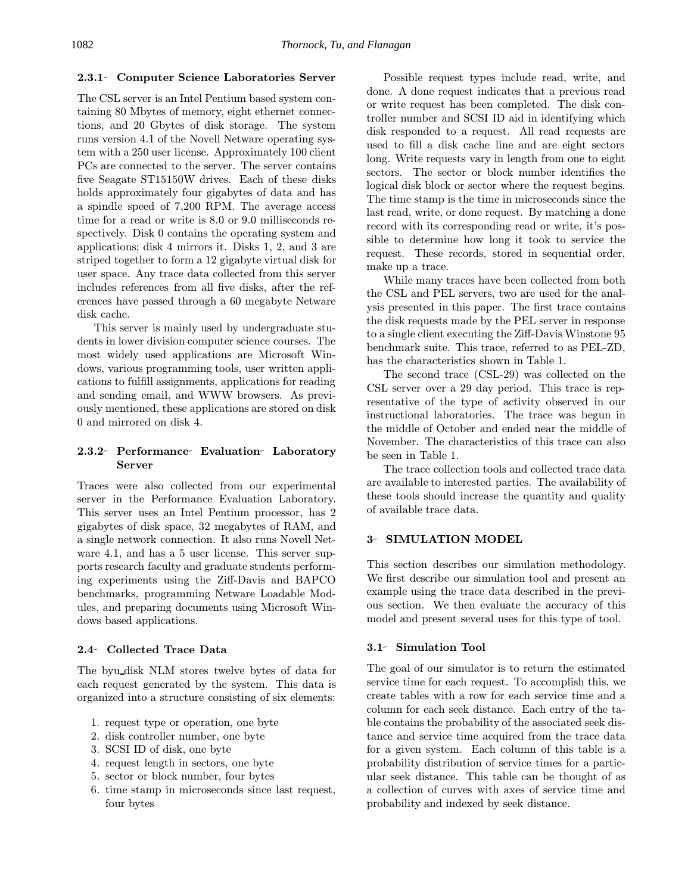#### 2.3.1 Computer Science Laboratories Server

The CSL server is an Intel Pentium based system containing 80 Mbytes of memory, eight ethernet connections, and 20 Gbytes of disk storage. The system runs version 4.1 of the Novell Netware operating system with a 250 user license. Approximately 100 client PCs are connected to the server. The server contains five Seagate ST15150W drives. Each of these disks holds approximately four gigabytes of data and has a spindle speed of 7,200 RPM. The average access time for a read or write is 8.0 or 9.0 milliseconds respectively. Disk 0 contains the operating system and applications; disk 4 mirrors it. Disks 1, 2, and 3 are striped together to form a 12 gigabyte virtual disk for user space. Any trace data collected from this server includes references from all five disks, after the references have passed through a 60 megabyte Netware disk cache.

This server is mainly used by undergraduate students in lower division computer science courses. The most widely used applications are Microsoft Windows, various programming tools, user written applications to fulfill assignments, applications for reading and sending email, and WWW browsers. As previously mentioned, these applications are stored on disk 0 and mirrored on disk 4.

#### 2.3.2 Performance Evaluation Laboratory Server

Traces were also collected from our experimental server in the Performance Evaluation Laboratory. This server uses an Intel Pentium processor, has 2 gigabytes of disk space, 32 megabytes of RAM, and a single network connection. It also runs Novell Netware 4.1, and has a 5 user license. This server supports research faculty and graduate students performing experiments using the Ziff-Davis and BAPCO benchmarks, programming Netware Loadable Modules, and preparing documents using Microsoft Windows based applications.

### 2.4 Collected Trace Data

The byu_disk NLM stores twelve bytes of data for each request generated by the system. This data is organized into a structure consisting of six elements:

1. request type or operation, one byte
2. disk controller number, one byte
3. SCSI ID of disk, one byte
4. request length in sectors, one byte
5. sector or block number, four bytes
6. time stamp in microseconds since last request, four bytes

Possible request types include read, write, and done. A done request indicates that a previous read or write request has been completed. The disk controller number and SCSI ID aid in identifying which disk responded to a request. All read requests are used to fill a disk cache line and are eight sectors long. Write requests vary in length from one to eight sectors. The sector or block number identifies the logical disk block or sector where the request begins. The time stamp is the time in microseconds since the last read, write, or done request. By matching a done record with its corresponding read or write, it's possible to determine how long it took to service the request. These records, stored in sequential order, make up a trace.

While many traces have been collected from both the CSL and PEL servers, two are used for the analysis presented in this paper. The first trace contains the disk requests made by the PEL server in response to a single client executing the Ziff-Davis Winstone 95 benchmark suite. This trace, referred to as PEL-ZD, has the characteristics shown in Table 1.

The second trace (CSL-29) was collected on the CSL server over a 29 day period. This trace is representative of the type of activity observed in our instructional laboratories. The trace was begun in the middle of October and ended near the middle of November. The characteristics of this trace can also be seen in Table 1.

The trace collection tools and collected trace data are available to interested parties. The availability of these tools should increase the quantity and quality of available trace data.

## 3 SIMULATION MODEL

This section describes our simulation methodology. We first describe our simulation tool and present an example using the trace data described in the previous section. We then evaluate the accuracy of this model and present several uses for this type of tool.

### 3.1 Simulation Tool

The goal of our simulator is to return the estimated service time for each request. To accomplish this, we create tables with a row for each service time and a column for each seek distance. Each entry of the table contains the probability of the associated seek distance and service time acquired from the trace data for a given system. Each column of this table is a probability distribution of service times for a particular seek distance. This table can be thought of as a collection of curves with axes of service time and probability and indexed by seek distance.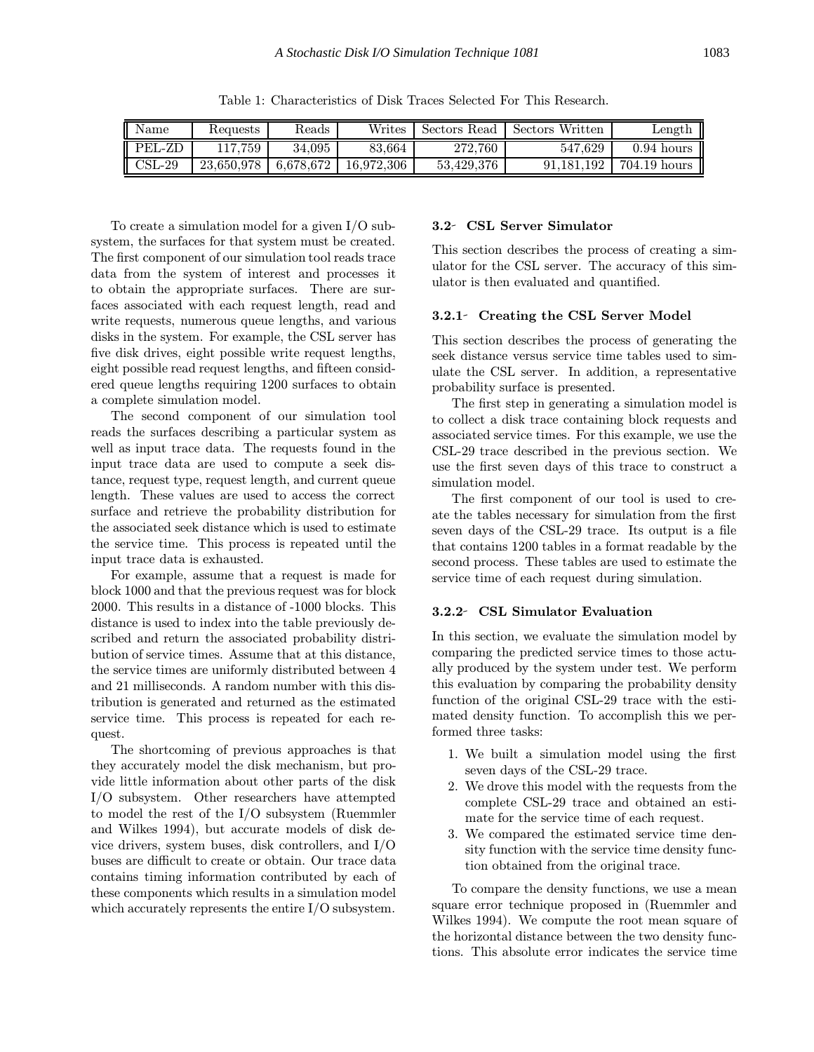Table 1: Characteristics of Disk Traces Selected For This Research.

| Name | Requests | Reads | Writes | Sectors Read | Sectors Written | Length |
|---|---|---|---|---|---|---|
| PEL-ZD | 117,759 | 34,095 | 83,664 | 272,760 | 547,629 | 0.94 hours |
| CSL-29 | 23,650,978 | 6,678,672 | 16,972,306 | 53,429,376 | 91,181,192 | 704.19 hours |

To create a simulation model for a given I/O subsystem, the surfaces for that system must be created. The first component of our simulation tool reads trace data from the system of interest and processes it to obtain the appropriate surfaces. There are surfaces associated with each request length, read and write requests, numerous queue lengths, and various disks in the system. For example, the CSL server has five disk drives, eight possible write request lengths, eight possible read request lengths, and fifteen considered queue lengths requiring 1200 surfaces to obtain a complete simulation model.

The second component of our simulation tool reads the surfaces describing a particular system as well as input trace data. The requests found in the input trace data are used to compute a seek distance, request type, request length, and current queue length. These values are used to access the correct surface and retrieve the probability distribution for the associated seek distance which is used to estimate the service time. This process is repeated until the input trace data is exhausted.

For example, assume that a request is made for block 1000 and that the previous request was for block 2000. This results in a distance of -1000 blocks. This distance is used to index into the table previously described and return the associated probability distribution of service times. Assume that at this distance, the service times are uniformly distributed between 4 and 21 milliseconds. A random number with this distribution is generated and returned as the estimated service time. This process is repeated for each request.

The shortcoming of previous approaches is that they accurately model the disk mechanism, but provide little information about other parts of the disk I/O subsystem. Other researchers have attempted to model the rest of the I/O subsystem (Ruemmler and Wilkes 1994), but accurate models of disk device drivers, system buses, disk controllers, and I/O buses are difficult to create or obtain. Our trace data contains timing information contributed by each of these components which results in a simulation model which accurately represents the entire I/O subsystem.

### 3.2 CSL Server Simulator

This section describes the process of creating a simulator for the CSL server. The accuracy of this simulator is then evaluated and quantified.

#### 3.2.1 Creating the CSL Server Model

This section describes the process of generating the seek distance versus service time tables used to simulate the CSL server. In addition, a representative probability surface is presented.

The first step in generating a simulation model is to collect a disk trace containing block requests and associated service times. For this example, we use the CSL-29 trace described in the previous section. We use the first seven days of this trace to construct a simulation model.

The first component of our tool is used to create the tables necessary for simulation from the first seven days of the CSL-29 trace. Its output is a file that contains 1200 tables in a format readable by the second process. These tables are used to estimate the service time of each request during simulation.

#### 3.2.2 CSL Simulator Evaluation

In this section, we evaluate the simulation model by comparing the predicted service times to those actually produced by the system under test. We perform this evaluation by comparing the probability density function of the original CSL-29 trace with the estimated density function. To accomplish this we performed three tasks:

1. We built a simulation model using the first seven days of the CSL-29 trace.
2. We drove this model with the requests from the complete CSL-29 trace and obtained an estimate for the service time of each request.
3. We compared the estimated service time density function with the service time density function obtained from the original trace.

To compare the density functions, we use a mean square error technique proposed in (Ruemmler and Wilkes 1994). We compute the root mean square of the horizontal distance between the two density functions. This absolute error indicates the service time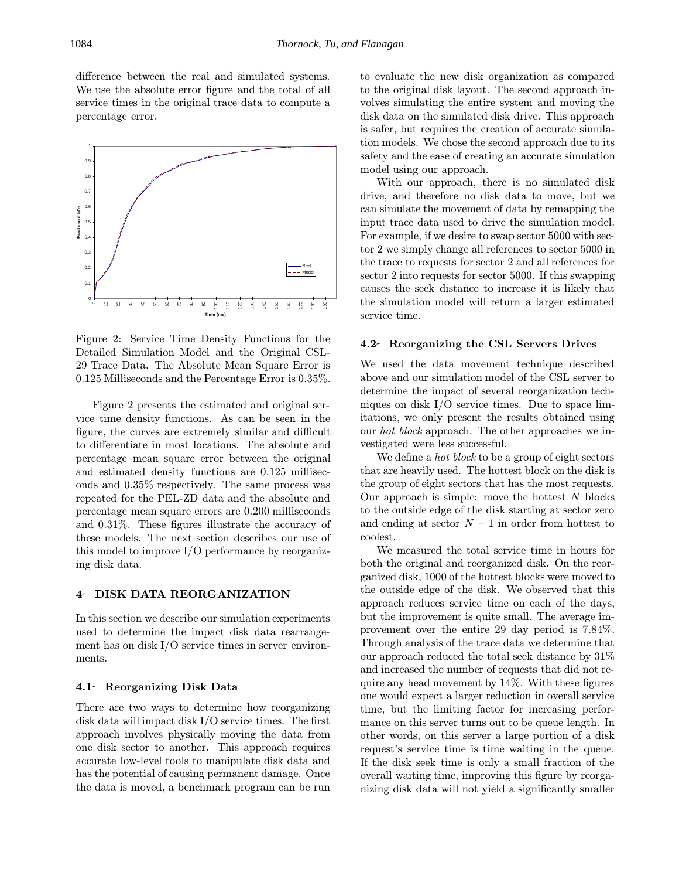difference between the real and simulated systems. We use the absolute error figure and the total of all service times in the original trace data to compute a percentage error.

Figure 2: Service Time Density Functions for the Detailed Simulation Model and the Original CSL-29 Trace Data. The Absolute Mean Square Error is 0.125 Milliseconds and the Percentage Error is 0.35%.

Figure 2 presents the estimated and original service time density functions. As can be seen in the figure, the curves are extremely similar and difficult to differentiate in most locations. The absolute and percentage mean square error between the original and estimated density functions are 0.125 milliseconds and 0.35% respectively. The same process was repeated for the PEL-ZD data and the absolute and percentage mean square errors are 0.200 milliseconds and 0.31%. These figures illustrate the accuracy of these models. The next section describes our use of this model to improve I/O performance by reorganizing disk data.

## 4 DISK DATA REORGANIZATION

In this section we describe our simulation experiments used to determine the impact disk data rearrangement has on disk I/O service times in server environments.

### 4.1 Reorganizing Disk Data

There are two ways to determine how reorganizing disk data will impact disk I/O service times. The first approach involves physically moving the data from one disk sector to another. This approach requires accurate low-level tools to manipulate disk data and has the potential of causing permanent damage. Once the data is moved, a benchmark program can be run to evaluate the new disk organization as compared to the original disk layout. The second approach involves simulating the entire system and moving the disk data on the simulated disk drive. This approach is safer, but requires the creation of accurate simulation models. We chose the second approach due to its safety and the ease of creating an accurate simulation model using our approach.

With our approach, there is no simulated disk drive, and therefore no disk data to move, but we can simulate the movement of data by remapping the input trace data used to drive the simulation model. For example, if we desire to swap sector 5000 with sector 2 we simply change all references to sector 5000 in the trace to requests for sector 2 and all references for sector 2 into requests for sector 5000. If this swapping causes the seek distance to increase it is likely that the simulation model will return a larger estimated service time.

### 4.2 Reorganizing the CSL Servers Drives

We used the data movement technique described above and our simulation model of the CSL server to determine the impact of several reorganization techniques on disk I/O service times. Due to space limitations, we only present the results obtained using our *hot block* approach. The other approaches we investigated were less successful.

We define a *hot block* to be a group of eight sectors that are heavily used. The hottest block on the disk is the group of eight sectors that has the most requests. Our approach is simple: move the hottest $N$ blocks to the outside edge of the disk starting at sector zero and ending at sector $N-1$ in order from hottest to coolest.

We measured the total service time in hours for both the original and reorganized disk. On the reorganized disk, 1000 of the hottest blocks were moved to the outside edge of the disk. We observed that this approach reduces service time on each of the days, but the improvement is quite small. The average improvement over the entire 29 day period is 7.84%. Through analysis of the trace data we determine that our approach reduced the total seek distance by 31% and increased the number of requests that did not require any head movement by 14%. With these figures one would expect a larger reduction in overall service time, but the limiting factor for increasing performance on this server turns out to be queue length. In other words, on this server a large portion of a disk request's service time is time waiting in the queue. If the disk seek time is only a small fraction of the overall waiting time, improving this figure by reorganizing disk data will not yield a significantly smaller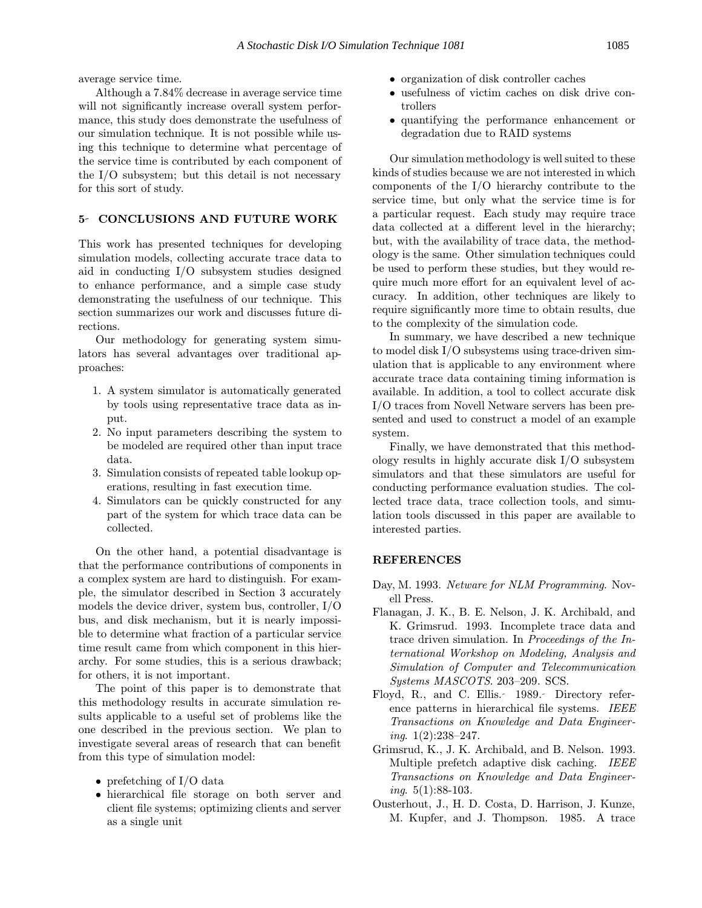average service time.

Although a 7.84% decrease in average service time will not significantly increase overall system performance, this study does demonstrate the usefulness of our simulation technique. It is not possible while using this technique to determine what percentage of the service time is contributed by each component of the I/O subsystem; but this detail is not necessary for this sort of study.

## 5 CONCLUSIONS AND FUTURE WORK

This work has presented techniques for developing simulation models, collecting accurate trace data to aid in conducting I/O subsystem studies designed to enhance performance, and a simple case study demonstrating the usefulness of our technique. This section summarizes our work and discusses future directions.

Our methodology for generating system simulators has several advantages over traditional approaches:

1. A system simulator is automatically generated by tools using representative trace data as input.
2. No input parameters describing the system to be modeled are required other than input trace data.
3. Simulation consists of repeated table lookup operations, resulting in fast execution time.
4. Simulators can be quickly constructed for any part of the system for which trace data can be collected.

On the other hand, a potential disadvantage is that the performance contributions of components in a complex system are hard to distinguish. For example, the simulator described in Section 3 accurately models the device driver, system bus, controller, I/O bus, and disk mechanism, but it is nearly impossible to determine what fraction of a particular service time result came from which component in this hierarchy. For some studies, this is a serious drawback; for others, it is not important.

The point of this paper is to demonstrate that this methodology results in accurate simulation results applicable to a useful set of problems like the one described in the previous section. We plan to investigate several areas of research that can benefit from this type of simulation model:

- prefetching of I/O data
- hierarchical file storage on both server and client file systems; optimizing clients and server as a single unit
- organization of disk controller caches
- usefulness of victim caches on disk drive controllers
- quantifying the performance enhancement or degradation due to RAID systems

Our simulation methodology is well suited to these kinds of studies because we are not interested in which components of the I/O hierarchy contribute to the service time, but only what the service time is for a particular request. Each study may require trace data collected at a different level in the hierarchy; but, with the availability of trace data, the methodology is the same. Other simulation techniques could be used to perform these studies, but they would require much more effort for an equivalent level of accuracy. In addition, other techniques are likely to require significantly more time to obtain results, due to the complexity of the simulation code.

In summary, we have described a new technique to model disk I/O subsystems using trace-driven simulation that is applicable to any environment where accurate trace data containing timing information is available. In addition, a tool to collect accurate disk I/O traces from Novell Netware servers has been presented and used to construct a model of an example system.

Finally, we have demonstrated that this methodology results in highly accurate disk I/O subsystem simulators and that these simulators are useful for conducting performance evaluation studies. The collected trace data, trace collection tools, and simulation tools discussed in this paper are available to interested parties.

## REFERENCES

Day, M. 1993. *Netware for NLM Programming*. Novell Press.

Flanagan, J. K., B. E. Nelson, J. K. Archibald, and K. Grimsrud. 1993. Incomplete trace data and trace driven simulation. In *Proceedings of the International Workshop on Modeling, Analysis and Simulation of Computer and Telecommunication Systems MASCOTS*. 203–209. SCS.

Floyd, R., and C. Ellis. 1989. Directory reference patterns in hierarchical file systems. *IEEE Transactions on Knowledge and Data Engineering*. 1(2):238–247.

Grimsrud, K., J. K. Archibald, and B. Nelson. 1993. Multiple prefetch adaptive disk caching. *IEEE Transactions on Knowledge and Data Engineering*. 5(1):88-103.

Ousterhout, J., H. D. Costa, D. Harrison, J. Kunze, M. Kupfer, and J. Thompson. 1985. A trace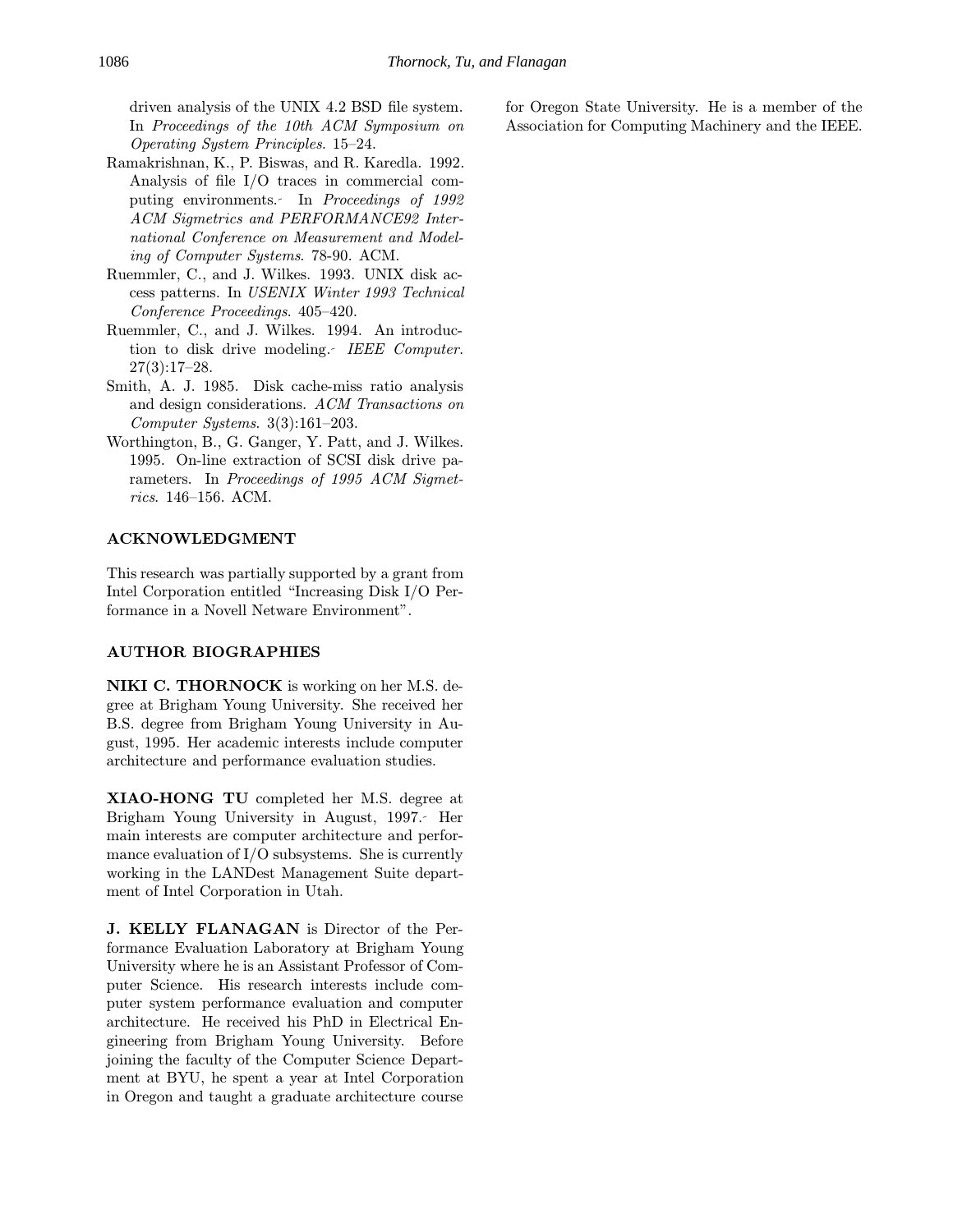driven analysis of the UNIX 4.2 BSD file system. In *Proceedings of the 10th ACM Symposium on Operating System Principles*. 15–24.

Ramakrishnan, K., P. Biswas, and R. Karedla. 1992. Analysis of file I/O traces in commercial computing environments. In *Proceedings of 1992 ACM Sigmetrics and PERFORMANCE92 International Conference on Measurement and Modeling of Computer Systems*. 78-90. ACM.

Ruemmler, C., and J. Wilkes. 1993. UNIX disk access patterns. In *USENIX Winter 1993 Technical Conference Proceedings*. 405–420.

Ruemmler, C., and J. Wilkes. 1994. An introduction to disk drive modeling. *IEEE Computer*. 27(3):17–28.

Smith, A. J. 1985. Disk cache-miss ratio analysis and design considerations. *ACM Transactions on Computer Systems*. 3(3):161–203.

Worthington, B., G. Ganger, Y. Patt, and J. Wilkes. 1995. On-line extraction of SCSI disk drive parameters. In *Proceedings of 1995 ACM Sigmetrics*. 146–156. ACM.

## ACKNOWLEDGMENT

This research was partially supported by a grant from Intel Corporation entitled "Increasing Disk I/O Performance in a Novell Netware Environment".

## AUTHOR BIOGRAPHIES

**NIKI C. THORNOCK** is working on her M.S. degree at Brigham Young University. She received her B.S. degree from Brigham Young University in August, 1995. Her academic interests include computer architecture and performance evaluation studies.

**XIAO-HONG TU** completed her M.S. degree at Brigham Young University in August, 1997. Her main interests are computer architecture and performance evaluation of I/O subsystems. She is currently working in the LANDest Management Suite department of Intel Corporation in Utah.

**J. KELLY FLANAGAN** is Director of the Performance Evaluation Laboratory at Brigham Young University where he is an Assistant Professor of Computer Science. His research interests include computer system performance evaluation and computer architecture. He received his PhD in Electrical Engineering from Brigham Young University. Before joining the faculty of the Computer Science Department at BYU, he spent a year at Intel Corporation in Oregon and taught a graduate architecture course for Oregon State University. He is a member of the Association for Computing Machinery and the IEEE.